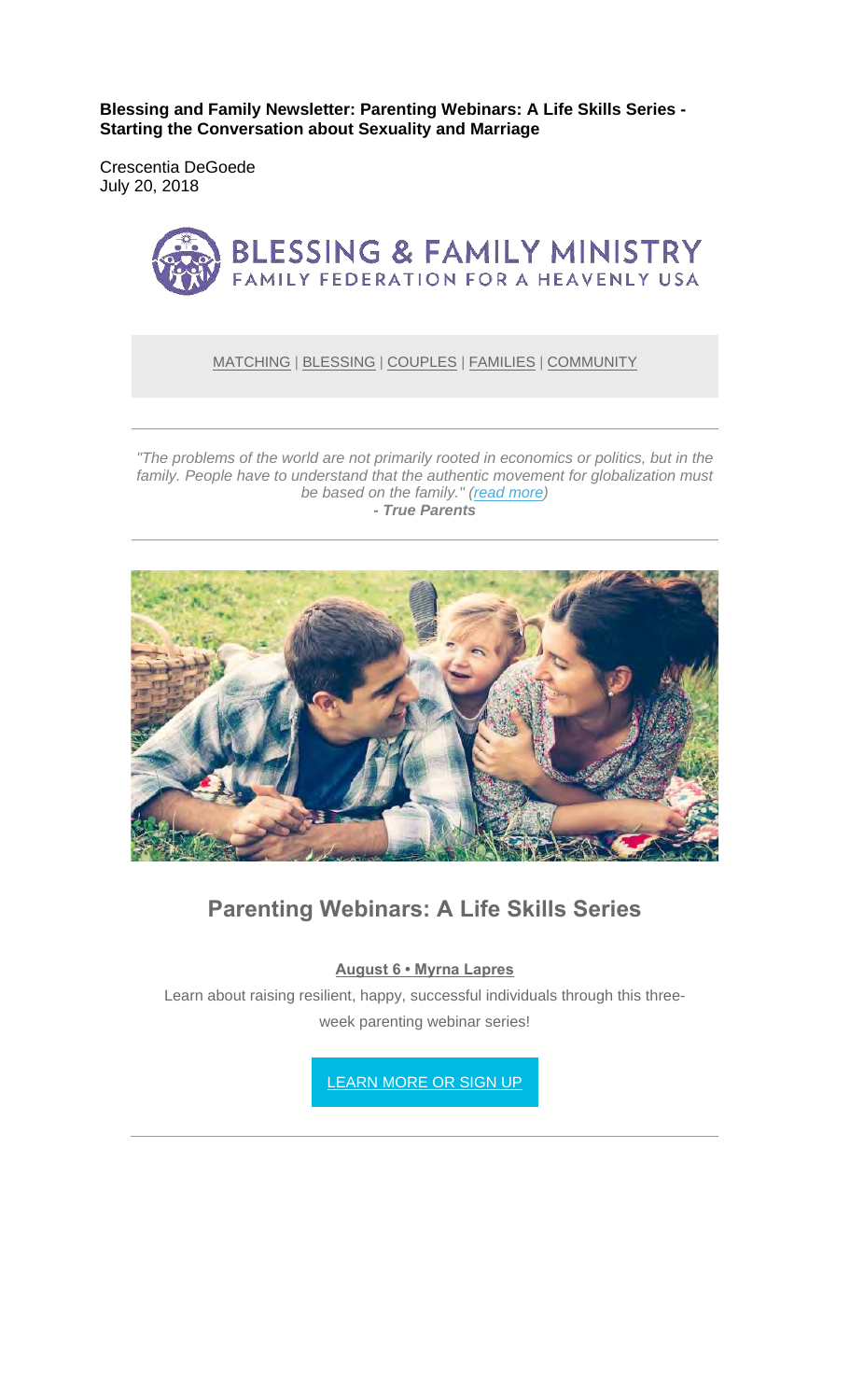**Blessing and Family Newsletter: Parenting Webinars: A Life Skills Series - Starting the Conversation about Sexuality and Marriage**

Crescentia DeGoede
July 20, 2018

BLESSING & FAMILY MINISTRY
FAMILY FEDERATION FOR A HEAVENLY USA

MATCHING | BLESSING | COUPLES | FAMILIES | COMMUNITY

---

*"The problems of the world are not primarily rooted in economics or politics, but in the family. People have to understand that the authentic movement for globalization must be based on the family." (read more)*
***- True Parents***

---

## Parenting Webinars: A Life Skills Series

**August 6 • Myrna Lapres**

Learn about raising resilient, happy, successful individuals through this three-week parenting webinar series!

LEARN MORE OR SIGN UP

---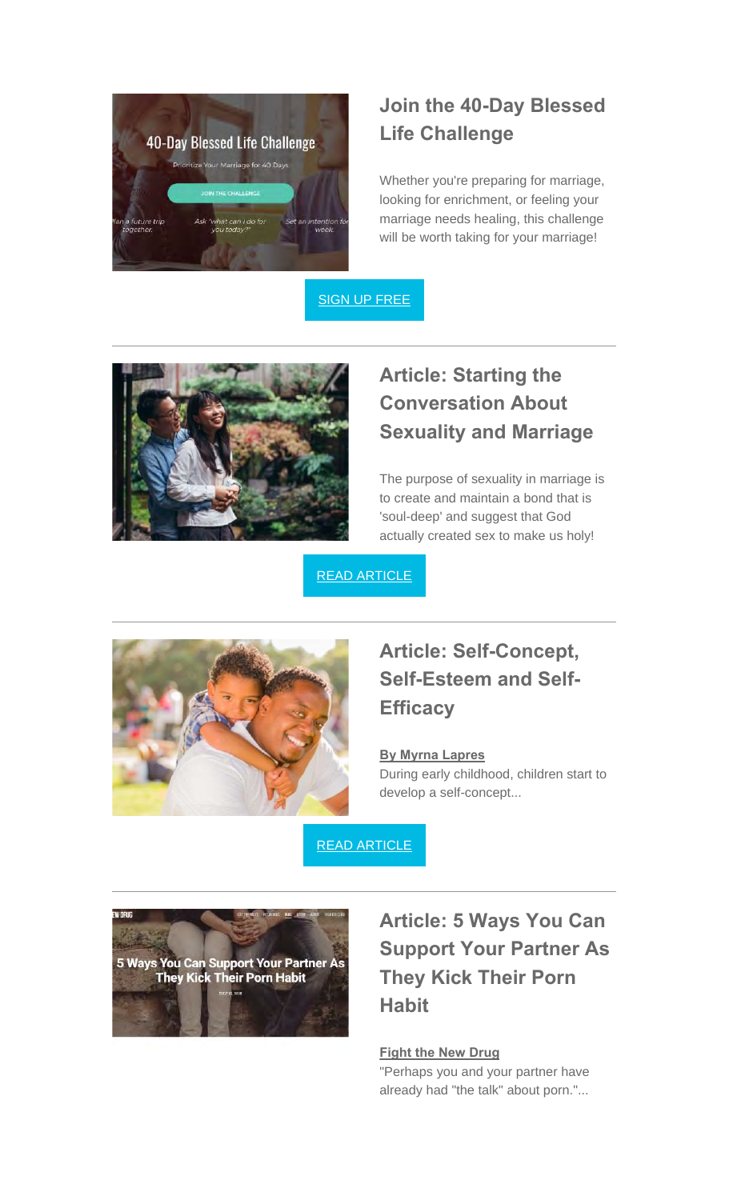## Join the 40-Day Blessed Life Challenge

Whether you're preparing for marriage, looking for enrichment, or feeling your marriage needs healing, this challenge will be worth taking for your marriage!

SIGN UP FREE

---

## Article: Starting the Conversation About Sexuality and Marriage

The purpose of sexuality in marriage is to create and maintain a bond that is 'soul-deep' and suggest that God actually created sex to make us holy!

READ ARTICLE

---

## Article: Self-Concept, Self-Esteem and Self-Efficacy

**By Myrna Lapres**

During early childhood, children start to develop a self-concept...

READ ARTICLE

---

## Article: 5 Ways You Can Support Your Partner As They Kick Their Porn Habit

**Fight the New Drug**

"Perhaps you and your partner have already had "the talk" about porn."...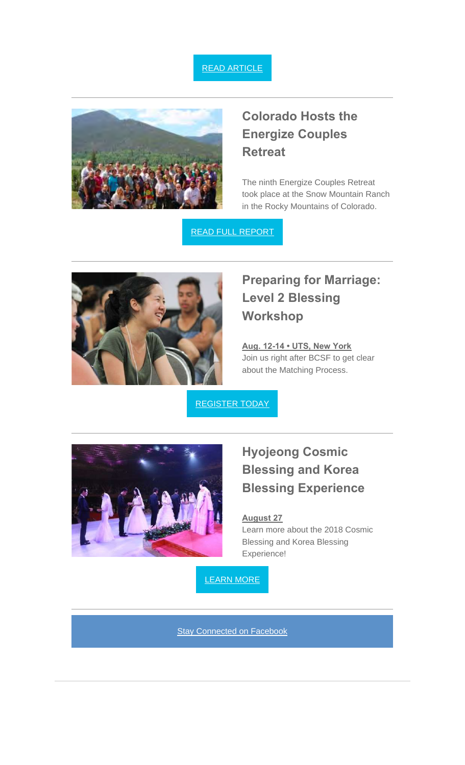READ ARTICLE

---

## Colorado Hosts the Energize Couples Retreat

The ninth Energize Couples Retreat took place at the Snow Mountain Ranch in the Rocky Mountains of Colorado.

READ FULL REPORT

---

## Preparing for Marriage: Level 2 Blessing Workshop

**Aug. 12-14 • UTS, New York**

Join us right after BCSF to get clear about the Matching Process.

REGISTER TODAY

---

## Hyojeong Cosmic Blessing and Korea Blessing Experience

**August 27**

Learn more about the 2018 Cosmic Blessing and Korea Blessing Experience!

LEARN MORE

---

Stay Connected on Facebook